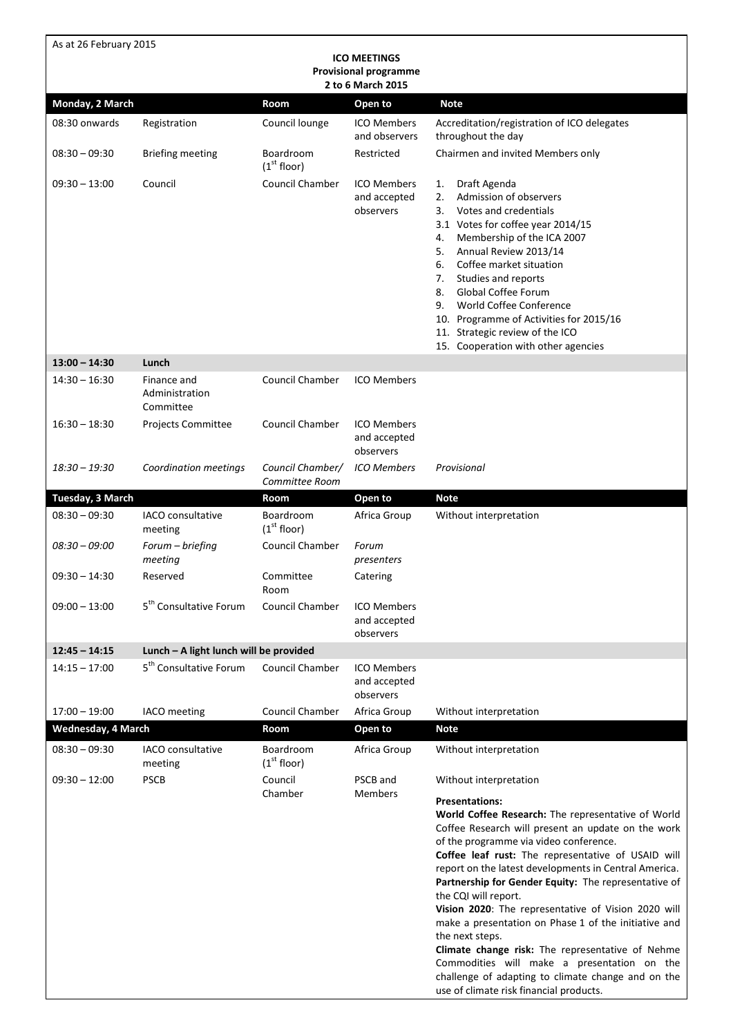As at 26 February 2015

**ICO MEETINGS**
**Provisional programme**
**2 to 6 March 2015**

| **Monday, 2 March** | | **Room** | **Open to** | **Note** |
|---|---|---|---|---|
| 08:30 onwards | Registration | Council lounge | ICO Members and observers | Accreditation/registration of ICO delegates throughout the day |
| 08:30 – 09:30 | Briefing meeting | Boardroom (1st floor) | Restricted | Chairmen and invited Members only |
| 09:30 – 13:00 | Council | Council Chamber | ICO Members and accepted observers | 1. Draft Agenda<br>2. Admission of observers<br>3. Votes and credentials<br>3.1 Votes for coffee year 2014/15<br>4. Membership of the ICA 2007<br>5. Annual Review 2013/14<br>6. Coffee market situation<br>7. Studies and reports<br>8. Global Coffee Forum<br>9. World Coffee Conference<br>10. Programme of Activities for 2015/16<br>11. Strategic review of the ICO<br>15. Cooperation with other agencies |
| **13:00 – 14:30** | **Lunch** | | | |
| 14:30 – 16:30 | Finance and Administration Committee | Council Chamber | ICO Members | |
| 16:30 – 18:30 | Projects Committee | Council Chamber | ICO Members and accepted observers | |
| *18:30 – 19:30* | *Coordination meetings* | *Council Chamber/ Committee Room* | *ICO Members* | *Provisional* |
| **Tuesday, 3 March** | | **Room** | **Open to** | **Note** |
| 08:30 – 09:30 | IACO consultative meeting | Boardroom (1st floor) | Africa Group | Without interpretation |
| *08:30 – 09:00* | *Forum – briefing meeting* | Council Chamber | *Forum presenters* | |
| 09:30 – 14:30 | Reserved | Committee Room | Catering | |
| 09:00 – 13:00 | 5th Consultative Forum | Council Chamber | ICO Members and accepted observers | |
| **12:45 – 14:15** | **Lunch – A light lunch will be provided** | | | |
| 14:15 – 17:00 | 5th Consultative Forum | Council Chamber | ICO Members and accepted observers | |
| 17:00 – 19:00 | IACO meeting | Council Chamber | Africa Group | Without interpretation |
| **Wednesday, 4 March** | | **Room** | **Open to** | **Note** |
| 08:30 – 09:30 | IACO consultative meeting | Boardroom (1st floor) | Africa Group | Without interpretation |
| 09:30 – 12:00 | PSCB | Council Chamber | PSCB and Members | Without interpretation<br><br>**Presentations:**<br>**World Coffee Research:** The representative of World Coffee Research will present an update on the work of the programme via video conference.<br>**Coffee leaf rust:** The representative of USAID will report on the latest developments in Central America.<br>**Partnership for Gender Equity:** The representative of the CQI will report.<br>**Vision 2020**: The representative of Vision 2020 will make a presentation on Phase 1 of the initiative and the next steps.<br>**Climate change risk:** The representative of Nehme Commodities will make a presentation on the challenge of adapting to climate change and on the use of climate risk financial products. |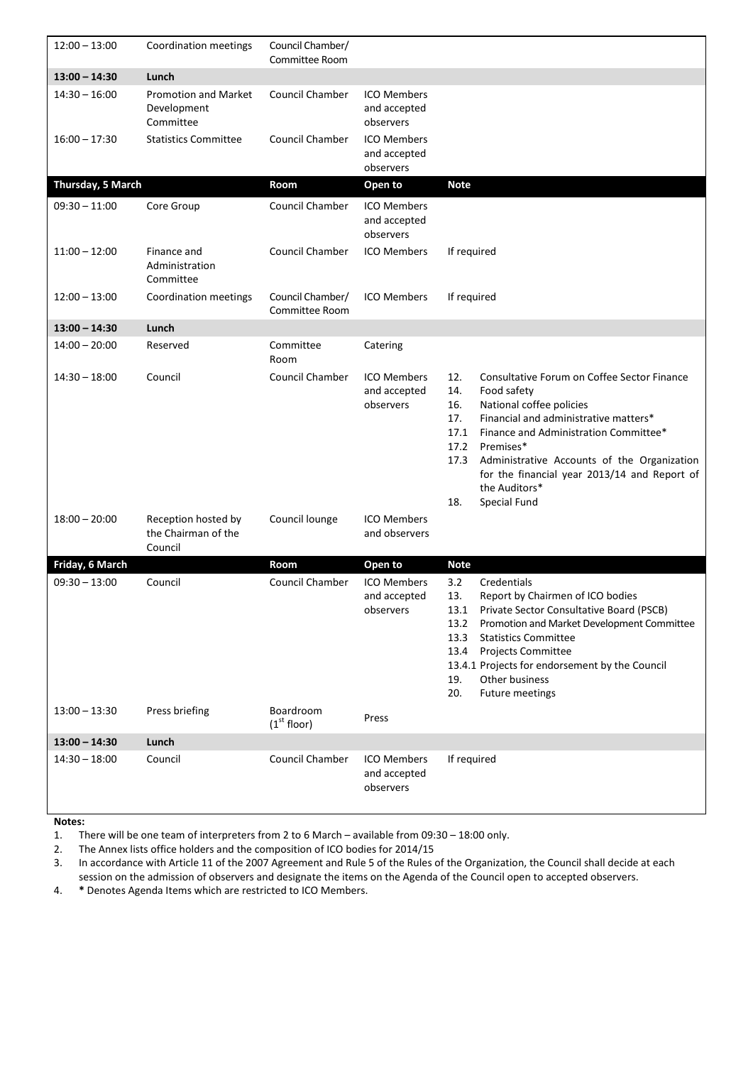| | | | | |
|---|---|---|---|---|
| 12:00 – 13:00 | Coordination meetings | Council Chamber/ Committee Room | | |
| **13:00 – 14:30** | **Lunch** | | | |
| 14:30 – 16:00 | Promotion and Market Development Committee | Council Chamber | ICO Members and accepted observers | |
| 16:00 – 17:30 | Statistics Committee | Council Chamber | ICO Members and accepted observers | |
| **Thursday, 5 March** | | **Room** | **Open to** | **Note** |
| 09:30 – 11:00 | Core Group | Council Chamber | ICO Members and accepted observers | |
| 11:00 – 12:00 | Finance and Administration Committee | Council Chamber | ICO Members | If required |
| 12:00 – 13:00 | Coordination meetings | Council Chamber/ Committee Room | ICO Members | If required |
| **13:00 – 14:30** | **Lunch** | | | |
| 14:00 – 20:00 | Reserved | Committee Room | Catering | |
| 14:30 – 18:00 | Council | Council Chamber | ICO Members and accepted observers | 12. Consultative Forum on Coffee Sector Finance<br>14. Food safety<br>16. National coffee policies<br>17. Financial and administrative matters*<br>17.1 Finance and Administration Committee*<br>17.2 Premises*<br>17.3 Administrative Accounts of the Organization for the financial year 2013/14 and Report of the Auditors*<br>18. Special Fund |
| 18:00 – 20:00 | Reception hosted by the Chairman of the Council | Council lounge | ICO Members and observers | |
| **Friday, 6 March** | | **Room** | **Open to** | **Note** |
| 09:30 – 13:00 | Council | Council Chamber | ICO Members and accepted observers | 3.2 Credentials<br>13. Report by Chairmen of ICO bodies<br>13.1 Private Sector Consultative Board (PSCB)<br>13.2 Promotion and Market Development Committee<br>13.3 Statistics Committee<br>13.4 Projects Committee<br>13.4.1 Projects for endorsement by the Council<br>19. Other business<br>20. Future meetings |
| 13:00 – 13:30 | Press briefing | Boardroom (1st floor) | Press | |
| **13:00 – 14:30** | **Lunch** | | | |
| 14:30 – 18:00 | Council | Council Chamber | ICO Members and accepted observers | If required |

**Notes:**

1. There will be one team of interpreters from 2 to 6 March – available from 09:30 – 18:00 only.
2. The Annex lists office holders and the composition of ICO bodies for 2014/15
3. In accordance with Article 11 of the 2007 Agreement and Rule 5 of the Rules of the Organization, the Council shall decide at each session on the admission of observers and designate the items on the Agenda of the Council open to accepted observers.
4. * Denotes Agenda Items which are restricted to ICO Members.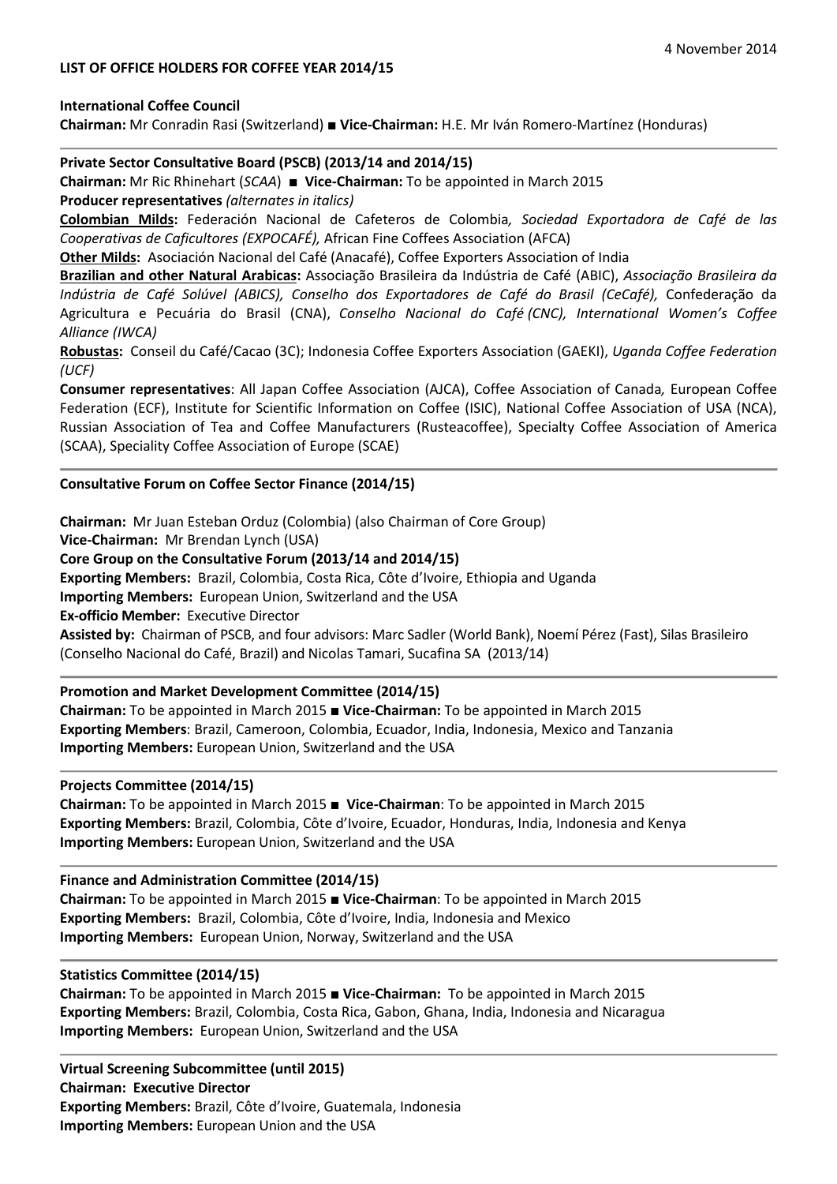4 November 2014

**LIST OF OFFICE HOLDERS FOR COFFEE YEAR 2014/15**

**International Coffee Council**

**Chairman:** Mr Conradin Rasi (Switzerland) ■ **Vice-Chairman:** H.E. Mr Iván Romero-Martínez (Honduras)

---

**Private Sector Consultative Board (PSCB) (2013/14 and 2014/15)**

**Chairman:** Mr Ric Rhinehart (*SCAA*) ■ **Vice-Chairman:** To be appointed in March 2015

**Producer representatives** *(alternates in italics)*

**Colombian Milds:** Federación Nacional de Cafeteros de Colombia*, Sociedad Exportadora de Café de las Cooperativas de Caficultores (EXPOCAFÉ),* African Fine Coffees Association (AFCA)

**Other Milds:** Asociación Nacional del Café (Anacafé), Coffee Exporters Association of India

**Brazilian and other Natural Arabicas:** Associação Brasileira da Indústria de Café (ABIC), *Associação Brasileira da Indústria de Café Solúvel (ABICS), Conselho dos Exportadores de Café do Brasil (CeCafé),* Confederação da Agricultura e Pecuária do Brasil (CNA), *Conselho Nacional do Café (CNC), International Women's Coffee Alliance (IWCA)*

**Robustas:** Conseil du Café/Cacao (3C); Indonesia Coffee Exporters Association (GAEKI), *Uganda Coffee Federation (UCF)*

**Consumer representatives**: All Japan Coffee Association (AJCA), Coffee Association of Canada*,* European Coffee Federation (ECF), Institute for Scientific Information on Coffee (ISIC), National Coffee Association of USA (NCA), Russian Association of Tea and Coffee Manufacturers (Rusteacoffee), Specialty Coffee Association of America (SCAA), Speciality Coffee Association of Europe (SCAE)

---

**Consultative Forum on Coffee Sector Finance (2014/15)**

**Chairman:** Mr Juan Esteban Orduz (Colombia) (also Chairman of Core Group)

**Vice-Chairman:** Mr Brendan Lynch (USA)

**Core Group on the Consultative Forum (2013/14 and 2014/15)**

**Exporting Members:** Brazil, Colombia, Costa Rica, Côte d'Ivoire, Ethiopia and Uganda

**Importing Members:** European Union, Switzerland and the USA

**Ex-officio Member:** Executive Director

**Assisted by:** Chairman of PSCB, and four advisors: Marc Sadler (World Bank), Noemí Pérez (Fast), Silas Brasileiro (Conselho Nacional do Café, Brazil) and Nicolas Tamari, Sucafina SA (2013/14)

---

**Promotion and Market Development Committee (2014/15)**

**Chairman:** To be appointed in March 2015 ■ **Vice-Chairman:** To be appointed in March 2015

**Exporting Members**: Brazil, Cameroon, Colombia, Ecuador, India, Indonesia, Mexico and Tanzania

**Importing Members:** European Union, Switzerland and the USA

---

**Projects Committee (2014/15)**

**Chairman:** To be appointed in March 2015 ■ **Vice-Chairman**: To be appointed in March 2015

**Exporting Members:** Brazil, Colombia, Côte d'Ivoire, Ecuador, Honduras, India, Indonesia and Kenya

**Importing Members:** European Union, Switzerland and the USA

---

**Finance and Administration Committee (2014/15)**

**Chairman:** To be appointed in March 2015 ■ **Vice-Chairman**: To be appointed in March 2015

**Exporting Members:** Brazil, Colombia, Côte d'Ivoire, India, Indonesia and Mexico

**Importing Members:** European Union, Norway, Switzerland and the USA

---

**Statistics Committee (2014/15)**

**Chairman:** To be appointed in March 2015 ■ **Vice-Chairman:** To be appointed in March 2015

**Exporting Members:** Brazil, Colombia, Costa Rica, Gabon, Ghana, India, Indonesia and Nicaragua

**Importing Members:** European Union, Switzerland and the USA

---

**Virtual Screening Subcommittee (until 2015)**

**Chairman: Executive Director**

**Exporting Members:** Brazil, Côte d'Ivoire, Guatemala, Indonesia

**Importing Members:** European Union and the USA